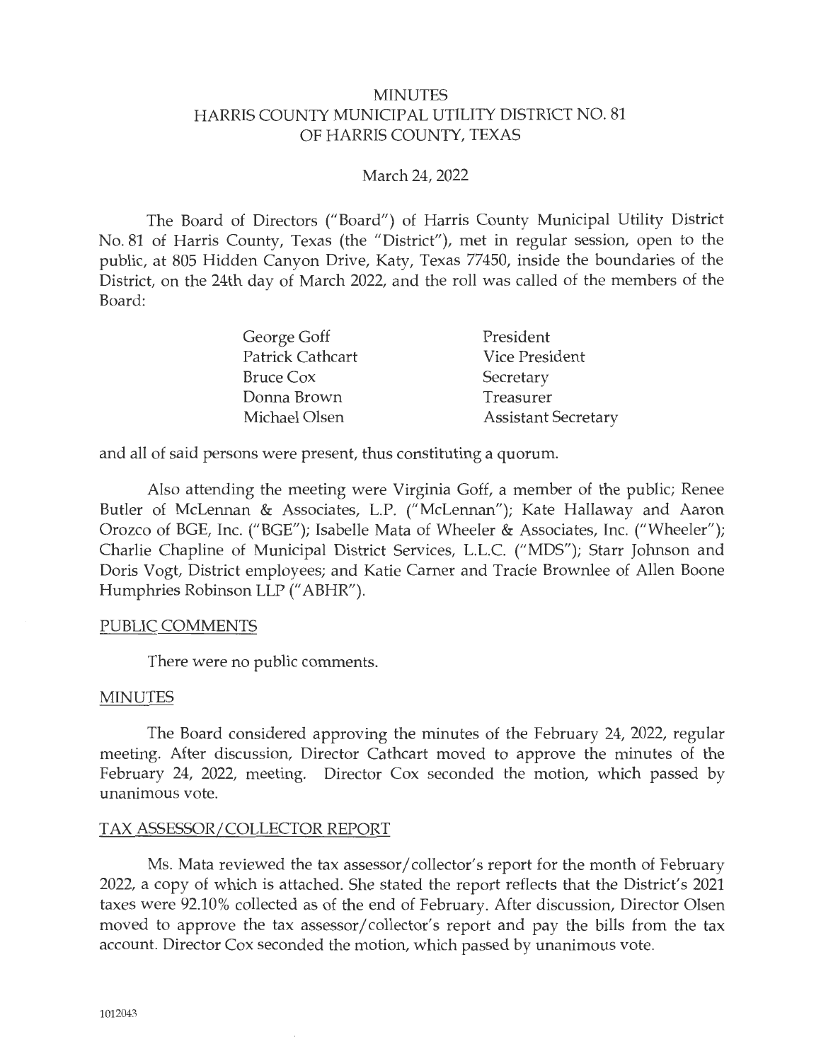# MINUTES
# HARRIS COUNTY MUNICIPAL UTILITY DISTRICT NO. 81
# OF HARRIS COUNTY, TEXAS

March 24, 2022

The Board of Directors ("Board") of Harris County Municipal Utility District No. 81 of Harris County, Texas (the "District"), met in regular session, open to the public, at 805 Hidden Canyon Drive, Katy, Texas 77450, inside the boundaries of the District, on the 24th day of March 2022, and the roll was called of the members of the Board:

| | |
|---|---|
| George Goff | President |
| Patrick Cathcart | Vice President |
| Bruce Cox | Secretary |
| Donna Brown | Treasurer |
| Michael Olsen | Assistant Secretary |

and all of said persons were present, thus constituting a quorum.

Also attending the meeting were Virginia Goff, a member of the public; Renee Butler of McLennan & Associates, L.P. ("McLennan"); Kate Hallaway and Aaron Orozco of BGE, Inc. ("BGE"); Isabelle Mata of Wheeler & Associates, Inc. ("Wheeler"); Charlie Chapline of Municipal District Services, L.L.C. ("MDS"); Starr Johnson and Doris Vogt, District employees; and Katie Carner and Tracie Brownlee of Allen Boone Humphries Robinson LLP ("ABHR").

## PUBLIC COMMENTS

There were no public comments.

## MINUTES

The Board considered approving the minutes of the February 24, 2022, regular meeting. After discussion, Director Cathcart moved to approve the minutes of the February 24, 2022, meeting. Director Cox seconded the motion, which passed by unanimous vote.

## TAX ASSESSOR/COLLECTOR REPORT

Ms. Mata reviewed the tax assessor/collector's report for the month of February 2022, a copy of which is attached. She stated the report reflects that the District's 2021 taxes were 92.10% collected as of the end of February. After discussion, Director Olsen moved to approve the tax assessor/collector's report and pay the bills from the tax account. Director Cox seconded the motion, which passed by unanimous vote.

1012043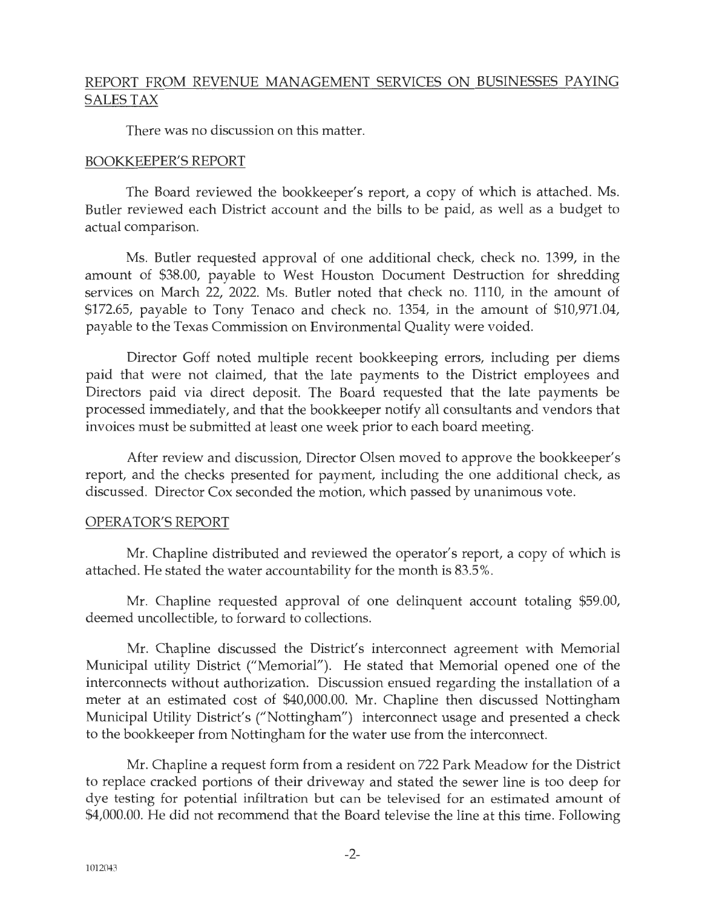## REPORT FROM REVENUE MANAGEMENT SERVICES ON BUSINESSES PAYING SALES TAX

There was no discussion on this matter.

## BOOKKEEPER'S REPORT

The Board reviewed the bookkeeper's report, a copy of which is attached. Ms. Butler reviewed each District account and the bills to be paid, as well as a budget to actual comparison.

Ms. Butler requested approval of one additional check, check no. 1399, in the amount of $38.00, payable to West Houston Document Destruction for shredding services on March 22, 2022. Ms. Butler noted that check no. 1110, in the amount of $172.65, payable to Tony Tenaco and check no. 1354, in the amount of $10,971.04, payable to the Texas Commission on Environmental Quality were voided.

Director Goff noted multiple recent bookkeeping errors, including per diems paid that were not claimed, that the late payments to the District employees and Directors paid via direct deposit. The Board requested that the late payments be processed immediately, and that the bookkeeper notify all consultants and vendors that invoices must be submitted at least one week prior to each board meeting.

After review and discussion, Director Olsen moved to approve the bookkeeper's report, and the checks presented for payment, including the one additional check, as discussed. Director Cox seconded the motion, which passed by unanimous vote.

## OPERATOR'S REPORT

Mr. Chapline distributed and reviewed the operator's report, a copy of which is attached. He stated the water accountability for the month is 83.5%.

Mr. Chapline requested approval of one delinquent account totaling $59.00, deemed uncollectible, to forward to collections.

Mr. Chapline discussed the District's interconnect agreement with Memorial Municipal utility District ("Memorial"). He stated that Memorial opened one of the interconnects without authorization. Discussion ensued regarding the installation of a meter at an estimated cost of $40,000.00. Mr. Chapline then discussed Nottingham Municipal Utility District's ("Nottingham") interconnect usage and presented a check to the bookkeeper from Nottingham for the water use from the interconnect.

Mr. Chapline a request form from a resident on 722 Park Meadow for the District to replace cracked portions of their driveway and stated the sewer line is too deep for dye testing for potential infiltration but can be televised for an estimated amount of $4,000.00. He did not recommend that the Board televise the line at this time. Following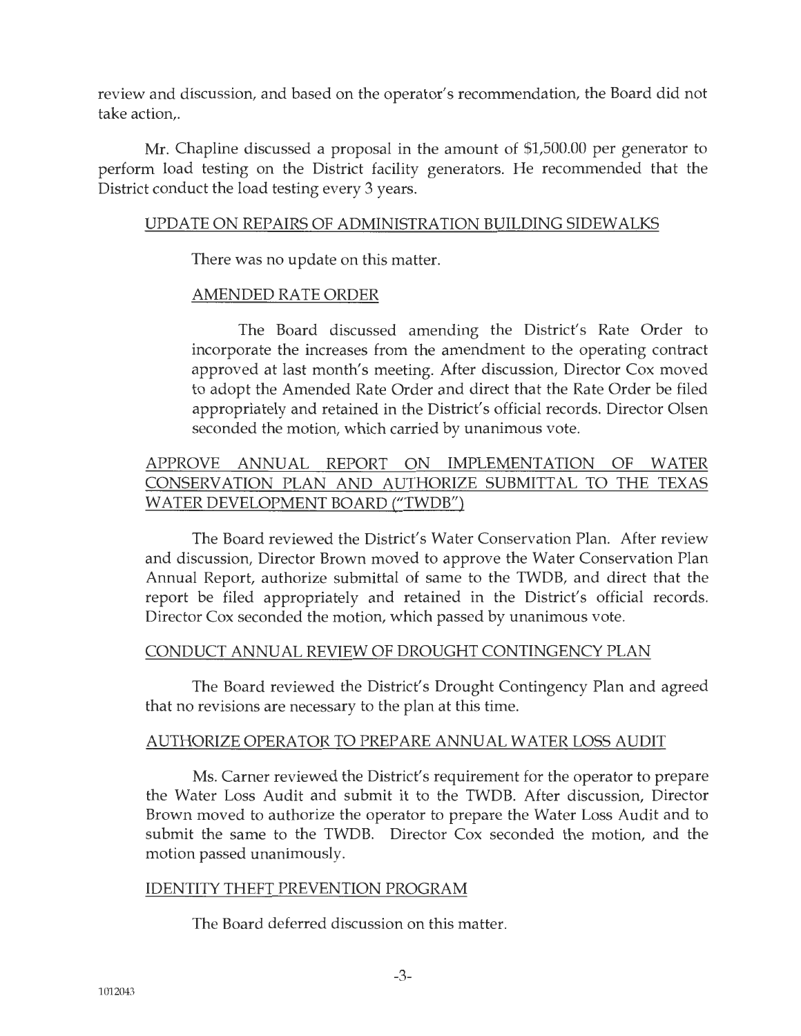review and discussion, and based on the operator's recommendation, the Board did not take action,.

Mr. Chapline discussed a proposal in the amount of $1,500.00 per generator to perform load testing on the District facility generators. He recommended that the District conduct the load testing every 3 years.

UPDATE ON REPAIRS OF ADMINISTRATION BUILDING SIDEWALKS

There was no update on this matter.

AMENDED RATE ORDER

The Board discussed amending the District's Rate Order to incorporate the increases from the amendment to the operating contract approved at last month's meeting. After discussion, Director Cox moved to adopt the Amended Rate Order and direct that the Rate Order be filed appropriately and retained in the District's official records. Director Olsen seconded the motion, which carried by unanimous vote.

APPROVE ANNUAL REPORT ON IMPLEMENTATION OF WATER CONSERVATION PLAN AND AUTHORIZE SUBMITTAL TO THE TEXAS WATER DEVELOPMENT BOARD ("TWDB")

The Board reviewed the District's Water Conservation Plan. After review and discussion, Director Brown moved to approve the Water Conservation Plan Annual Report, authorize submittal of same to the TWDB, and direct that the report be filed appropriately and retained in the District's official records. Director Cox seconded the motion, which passed by unanimous vote.

CONDUCT ANNUAL REVIEW OF DROUGHT CONTINGENCY PLAN

The Board reviewed the District's Drought Contingency Plan and agreed that no revisions are necessary to the plan at this time.

AUTHORIZE OPERATOR TO PREPARE ANNUAL WATER LOSS AUDIT

Ms. Carner reviewed the District's requirement for the operator to prepare the Water Loss Audit and submit it to the TWDB. After discussion, Director Brown moved to authorize the operator to prepare the Water Loss Audit and to submit the same to the TWDB. Director Cox seconded the motion, and the motion passed unanimously.

IDENTITY THEFT PREVENTION PROGRAM

The Board deferred discussion on this matter.

1012043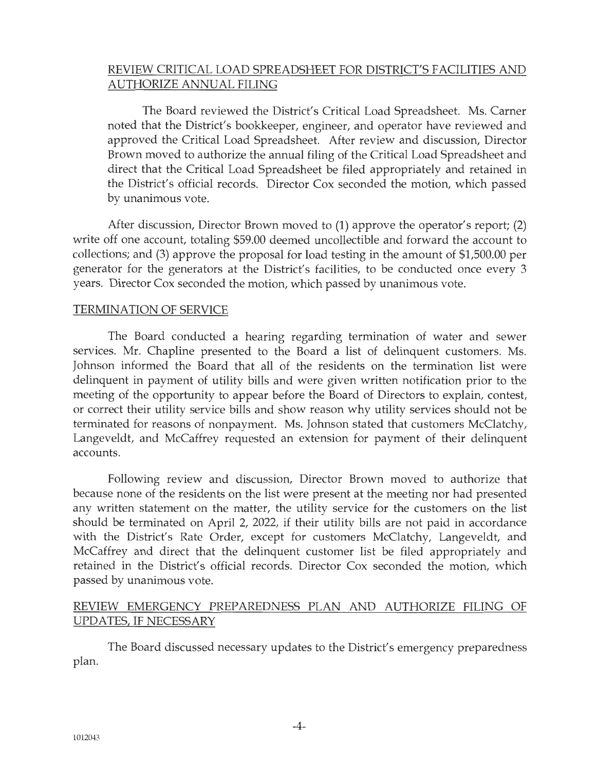## REVIEW CRITICAL LOAD SPREADSHEET FOR DISTRICT'S FACILITIES AND AUTHORIZE ANNUAL FILING

The Board reviewed the District's Critical Load Spreadsheet. Ms. Carner noted that the District's bookkeeper, engineer, and operator have reviewed and approved the Critical Load Spreadsheet. After review and discussion, Director Brown moved to authorize the annual filing of the Critical Load Spreadsheet and direct that the Critical Load Spreadsheet be filed appropriately and retained in the District's official records. Director Cox seconded the motion, which passed by unanimous vote.

After discussion, Director Brown moved to (1) approve the operator's report; (2) write off one account, totaling $59.00 deemed uncollectible and forward the account to collections; and (3) approve the proposal for load testing in the amount of $1,500.00 per generator for the generators at the District's facilities, to be conducted once every 3 years. Director Cox seconded the motion, which passed by unanimous vote.

## TERMINATION OF SERVICE

The Board conducted a hearing regarding termination of water and sewer services. Mr. Chapline presented to the Board a list of delinquent customers. Ms. Johnson informed the Board that all of the residents on the termination list were delinquent in payment of utility bills and were given written notification prior to the meeting of the opportunity to appear before the Board of Directors to explain, contest, or correct their utility service bills and show reason why utility services should not be terminated for reasons of nonpayment. Ms. Johnson stated that customers McClatchy, Langeveldt, and McCaffrey requested an extension for payment of their delinquent accounts.

Following review and discussion, Director Brown moved to authorize that because none of the residents on the list were present at the meeting nor had presented any written statement on the matter, the utility service for the customers on the list should be terminated on April 2, 2022, if their utility bills are not paid in accordance with the District's Rate Order, except for customers McClatchy, Langeveldt, and McCaffrey and direct that the delinquent customer list be filed appropriately and retained in the District's official records. Director Cox seconded the motion, which passed by unanimous vote.

## REVIEW EMERGENCY PREPAREDNESS PLAN AND AUTHORIZE FILING OF UPDATES, IF NECESSARY

The Board discussed necessary updates to the District's emergency preparedness plan.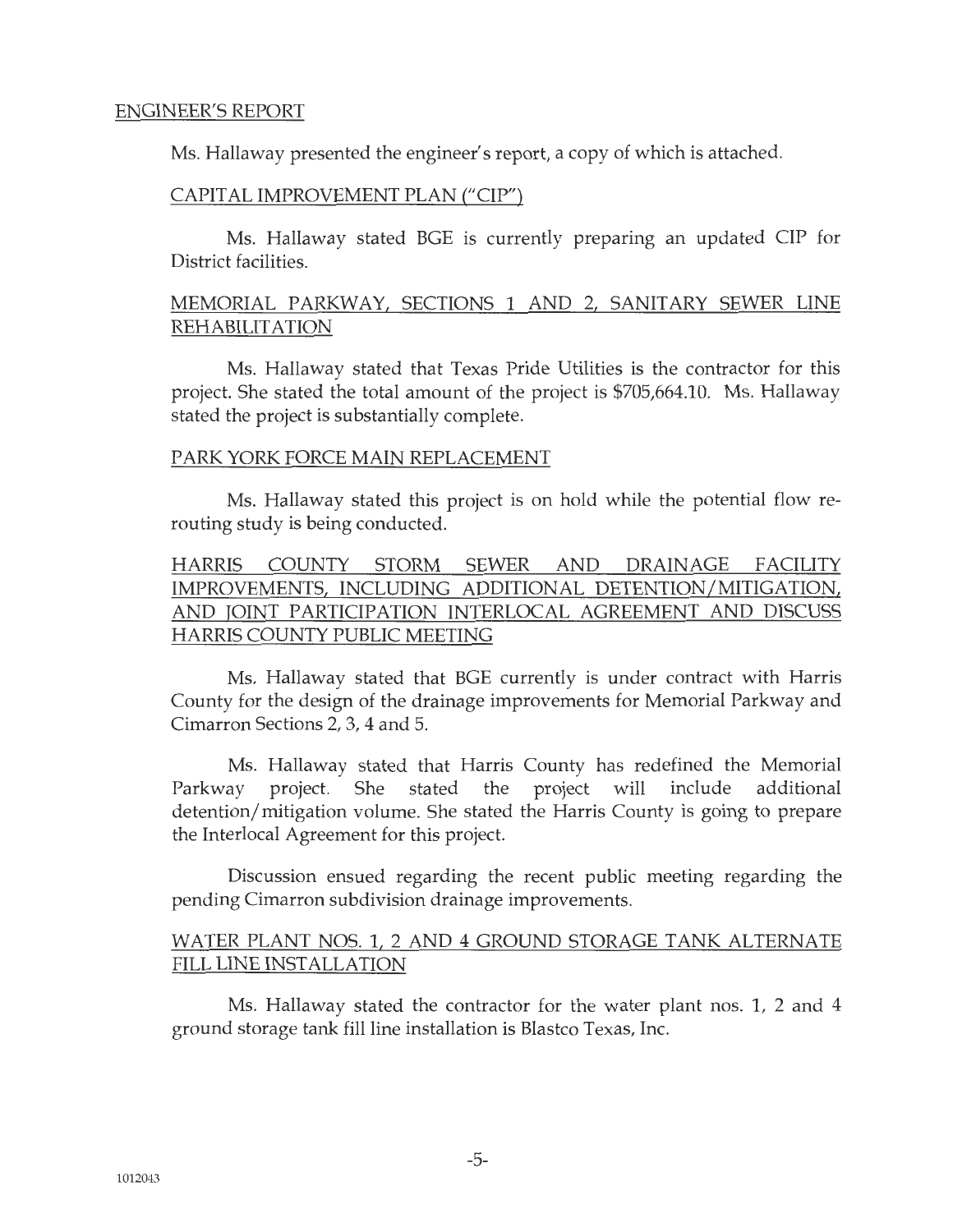## ENGINEER'S REPORT

Ms. Hallaway presented the engineer's report, a copy of which is attached.

### CAPITAL IMPROVEMENT PLAN ("CIP")

Ms. Hallaway stated BGE is currently preparing an updated CIP for District facilities.

### MEMORIAL PARKWAY, SECTIONS 1 AND 2, SANITARY SEWER LINE REHABILITATION

Ms. Hallaway stated that Texas Pride Utilities is the contractor for this project. She stated the total amount of the project is $705,664.10. Ms. Hallaway stated the project is substantially complete.

### PARK YORK FORCE MAIN REPLACEMENT

Ms. Hallaway stated this project is on hold while the potential flow re-routing study is being conducted.

### HARRIS COUNTY STORM SEWER AND DRAINAGE FACILITY IMPROVEMENTS, INCLUDING ADDITIONAL DETENTION/MITIGATION, AND JOINT PARTICIPATION INTERLOCAL AGREEMENT AND DISCUSS HARRIS COUNTY PUBLIC MEETING

Ms. Hallaway stated that BGE currently is under contract with Harris County for the design of the drainage improvements for Memorial Parkway and Cimarron Sections 2, 3, 4 and 5.

Ms. Hallaway stated that Harris County has redefined the Memorial Parkway project. She stated the project will include additional detention/mitigation volume. She stated the Harris County is going to prepare the Interlocal Agreement for this project.

Discussion ensued regarding the recent public meeting regarding the pending Cimarron subdivision drainage improvements.

### WATER PLANT NOS. 1, 2 AND 4 GROUND STORAGE TANK ALTERNATE FILL LINE INSTALLATION

Ms. Hallaway stated the contractor for the water plant nos. 1, 2 and 4 ground storage tank fill line installation is Blastco Texas, Inc.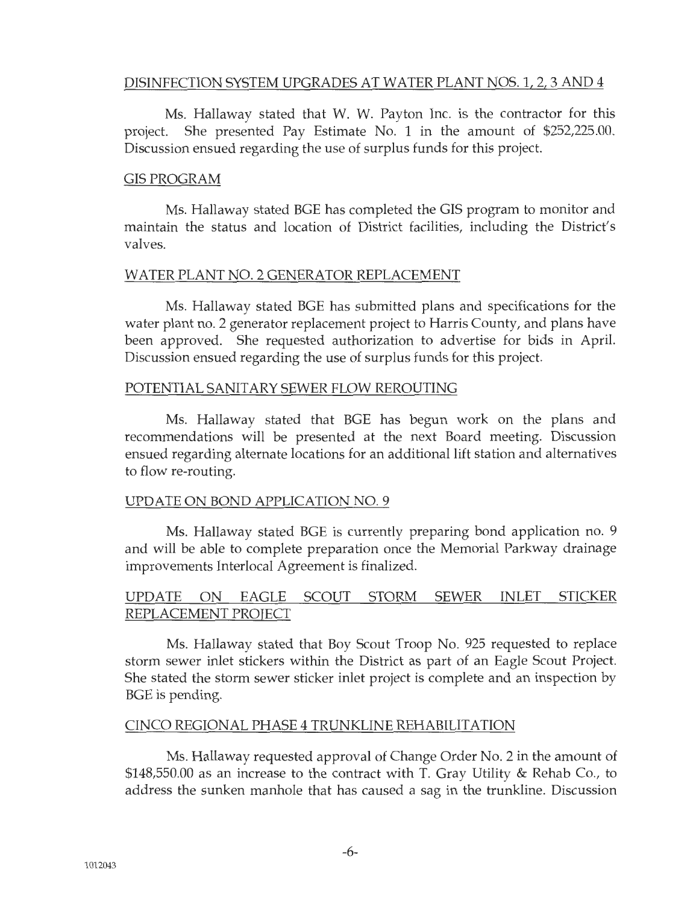## DISINFECTION SYSTEM UPGRADES AT WATER PLANT NOS. 1, 2, 3 AND 4

Ms. Hallaway stated that W. W. Payton Inc. is the contractor for this project. She presented Pay Estimate No. 1 in the amount of $252,225.00. Discussion ensued regarding the use of surplus funds for this project.

## GIS PROGRAM

Ms. Hallaway stated BGE has completed the GIS program to monitor and maintain the status and location of District facilities, including the District's valves.

## WATER PLANT NO. 2 GENERATOR REPLACEMENT

Ms. Hallaway stated BGE has submitted plans and specifications for the water plant no. 2 generator replacement project to Harris County, and plans have been approved. She requested authorization to advertise for bids in April. Discussion ensued regarding the use of surplus funds for this project.

## POTENTIAL SANITARY SEWER FLOW REROUTING

Ms. Hallaway stated that BGE has begun work on the plans and recommendations will be presented at the next Board meeting. Discussion ensued regarding alternate locations for an additional lift station and alternatives to flow re-routing.

## UPDATE ON BOND APPLICATION NO. 9

Ms. Hallaway stated BGE is currently preparing bond application no. 9 and will be able to complete preparation once the Memorial Parkway drainage improvements Interlocal Agreement is finalized.

## UPDATE ON EAGLE SCOUT STORM SEWER INLET STICKER REPLACEMENT PROJECT

Ms. Hallaway stated that Boy Scout Troop No. 925 requested to replace storm sewer inlet stickers within the District as part of an Eagle Scout Project. She stated the storm sewer sticker inlet project is complete and an inspection by BGE is pending.

## CINCO REGIONAL PHASE 4 TRUNKLINE REHABILITATION

Ms. Hallaway requested approval of Change Order No. 2 in the amount of $148,550.00 as an increase to the contract with T. Gray Utility & Rehab Co., to address the sunken manhole that has caused a sag in the trunkline. Discussion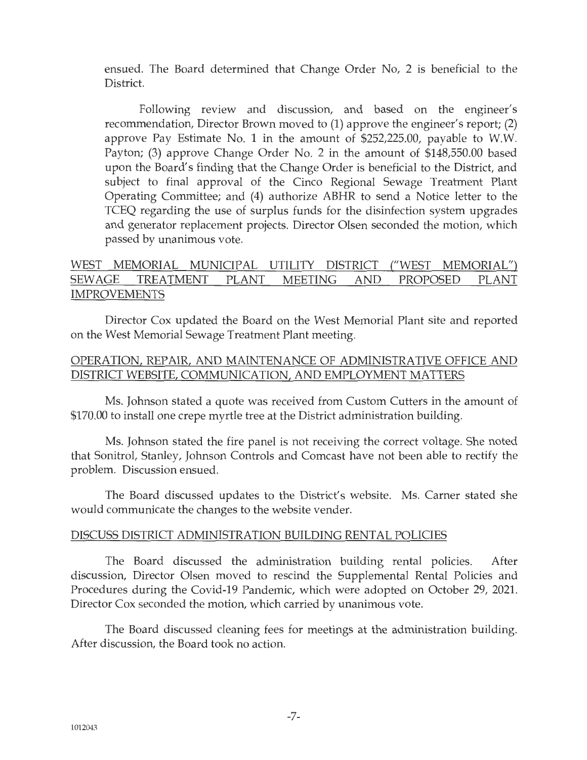ensued. The Board determined that Change Order No, 2 is beneficial to the District.

Following review and discussion, and based on the engineer's recommendation, Director Brown moved to (1) approve the engineer's report; (2) approve Pay Estimate No. 1 in the amount of $252,225.00, payable to W.W. Payton; (3) approve Change Order No. 2 in the amount of $148,550.00 based upon the Board's finding that the Change Order is beneficial to the District, and subject to final approval of the Cinco Regional Sewage Treatment Plant Operating Committee; and (4) authorize ABHR to send a Notice letter to the TCEQ regarding the use of surplus funds for the disinfection system upgrades and generator replacement projects. Director Olsen seconded the motion, which passed by unanimous vote.

## WEST MEMORIAL MUNICIPAL UTILITY DISTRICT ("WEST MEMORIAL") SEWAGE TREATMENT PLANT MEETING AND PROPOSED PLANT IMPROVEMENTS

Director Cox updated the Board on the West Memorial Plant site and reported on the West Memorial Sewage Treatment Plant meeting.

## OPERATION, REPAIR, AND MAINTENANCE OF ADMINISTRATIVE OFFICE AND DISTRICT WEBSITE, COMMUNICATION, AND EMPLOYMENT MATTERS

Ms. Johnson stated a quote was received from Custom Cutters in the amount of $170.00 to install one crepe myrtle tree at the District administration building.

Ms. Johnson stated the fire panel is not receiving the correct voltage. She noted that Sonitrol, Stanley, Johnson Controls and Comcast have not been able to rectify the problem. Discussion ensued.

The Board discussed updates to the District's website. Ms. Carner stated she would communicate the changes to the website vender.

## DISCUSS DISTRICT ADMINISTRATION BUILDING RENTAL POLICIES

The Board discussed the administration building rental policies. After discussion, Director Olsen moved to rescind the Supplemental Rental Policies and Procedures during the Covid-19 Pandemic, which were adopted on October 29, 2021. Director Cox seconded the motion, which carried by unanimous vote.

The Board discussed cleaning fees for meetings at the administration building. After discussion, the Board took no action.

1012043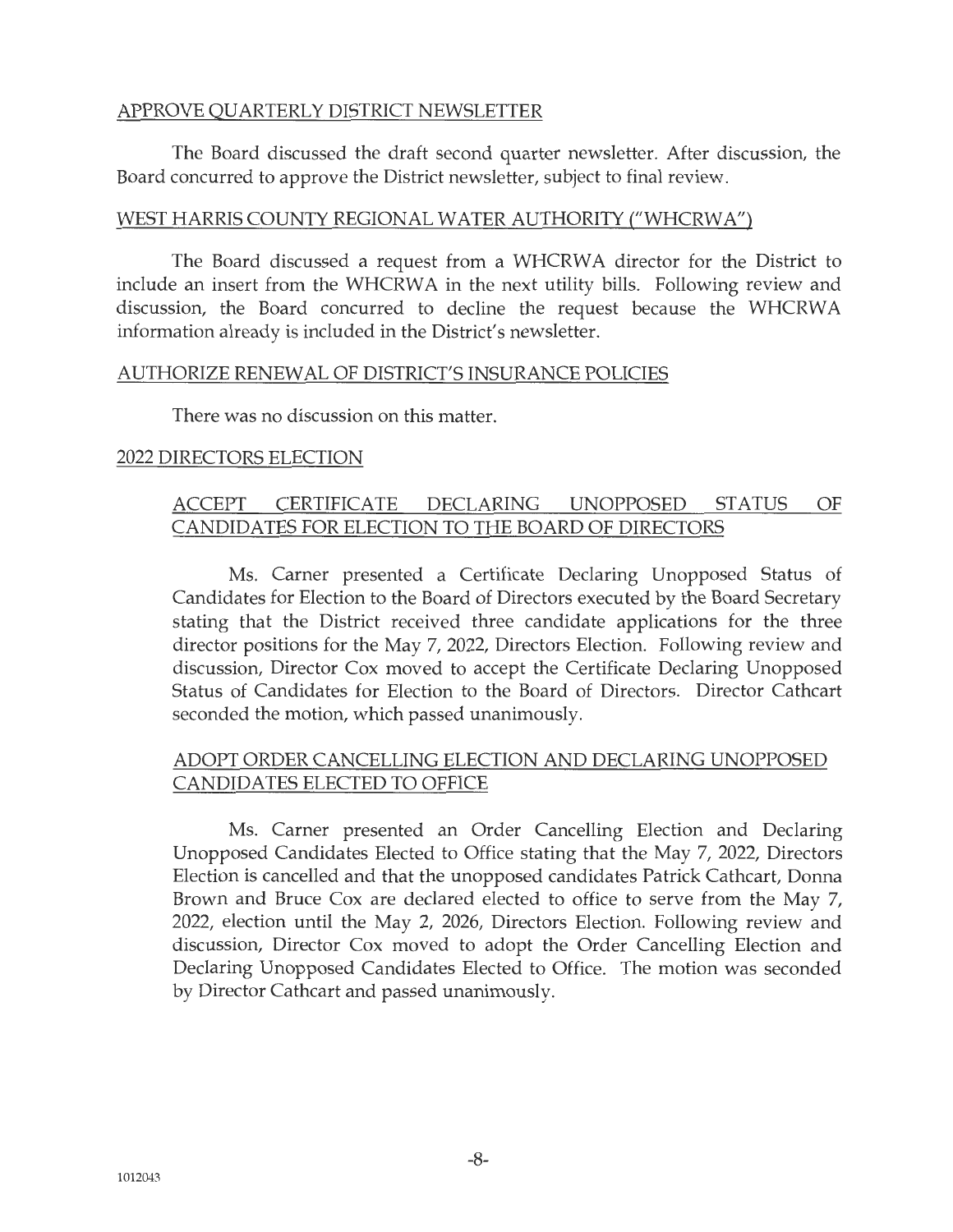## APPROVE QUARTERLY DISTRICT NEWSLETTER

The Board discussed the draft second quarter newsletter. After discussion, the Board concurred to approve the District newsletter, subject to final review.

## WEST HARRIS COUNTY REGIONAL WATER AUTHORITY ("WHCRWA")

The Board discussed a request from a WHCRWA director for the District to include an insert from the WHCRWA in the next utility bills. Following review and discussion, the Board concurred to decline the request because the WHCRWA information already is included in the District's newsletter.

## AUTHORIZE RENEWAL OF DISTRICT'S INSURANCE POLICIES

There was no discussion on this matter.

## 2022 DIRECTORS ELECTION

### ACCEPT CERTIFICATE DECLARING UNOPPOSED STATUS OF CANDIDATES FOR ELECTION TO THE BOARD OF DIRECTORS

Ms. Carner presented a Certificate Declaring Unopposed Status of Candidates for Election to the Board of Directors executed by the Board Secretary stating that the District received three candidate applications for the three director positions for the May 7, 2022, Directors Election. Following review and discussion, Director Cox moved to accept the Certificate Declaring Unopposed Status of Candidates for Election to the Board of Directors. Director Cathcart seconded the motion, which passed unanimously.

### ADOPT ORDER CANCELLING ELECTION AND DECLARING UNOPPOSED CANDIDATES ELECTED TO OFFICE

Ms. Carner presented an Order Cancelling Election and Declaring Unopposed Candidates Elected to Office stating that the May 7, 2022, Directors Election is cancelled and that the unopposed candidates Patrick Cathcart, Donna Brown and Bruce Cox are declared elected to office to serve from the May 7, 2022, election until the May 2, 2026, Directors Election. Following review and discussion, Director Cox moved to adopt the Order Cancelling Election and Declaring Unopposed Candidates Elected to Office. The motion was seconded by Director Cathcart and passed unanimously.

1012043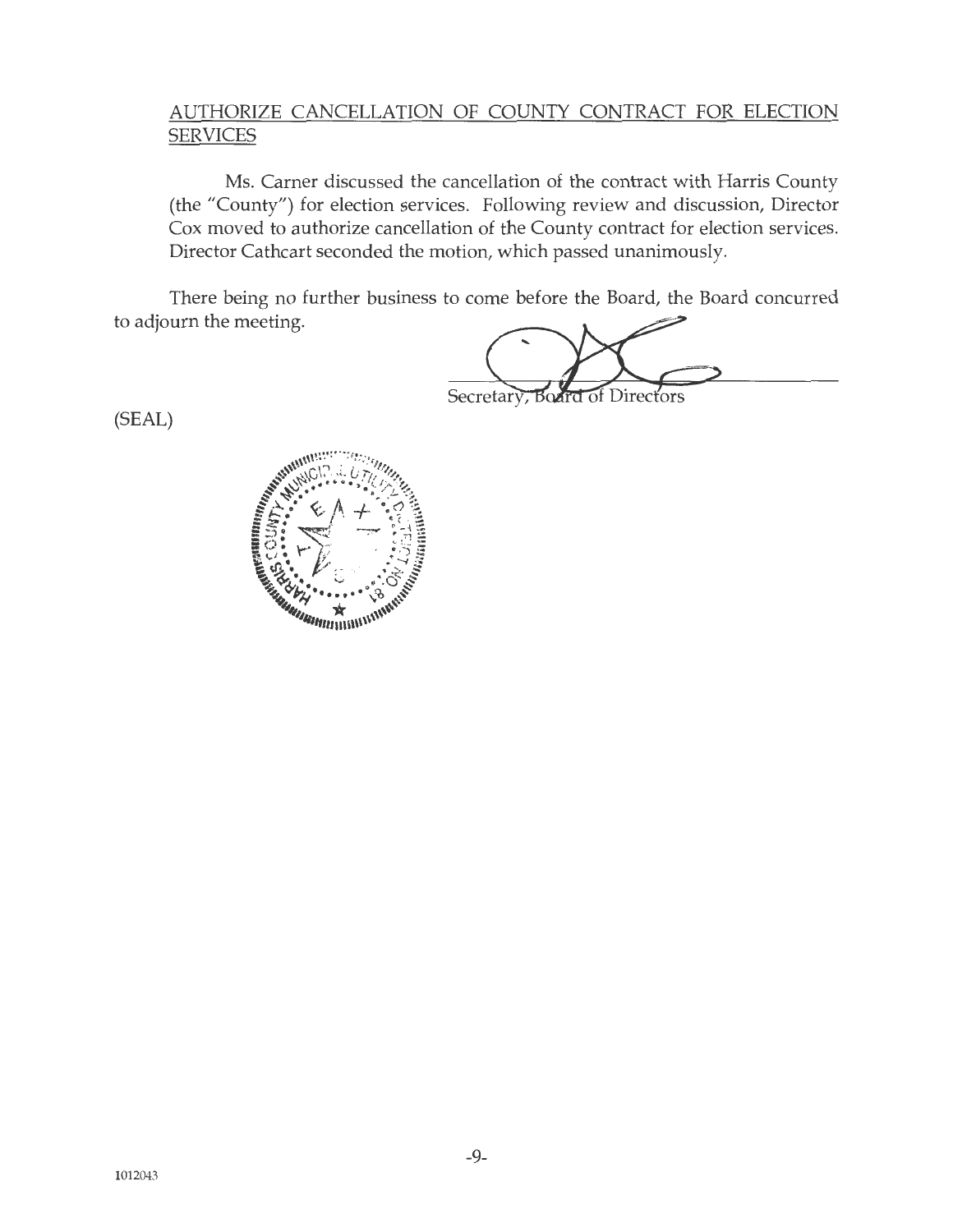## AUTHORIZE CANCELLATION OF COUNTY CONTRACT FOR ELECTION SERVICES

Ms. Carner discussed the cancellation of the contract with Harris County (the "County") for election services. Following review and discussion, Director Cox moved to authorize cancellation of the County contract for election services. Director Cathcart seconded the motion, which passed unanimously.

There being no further business to come before the Board, the Board concurred to adjourn the meeting.

Secretary, Board of Directors

(SEAL)

1012043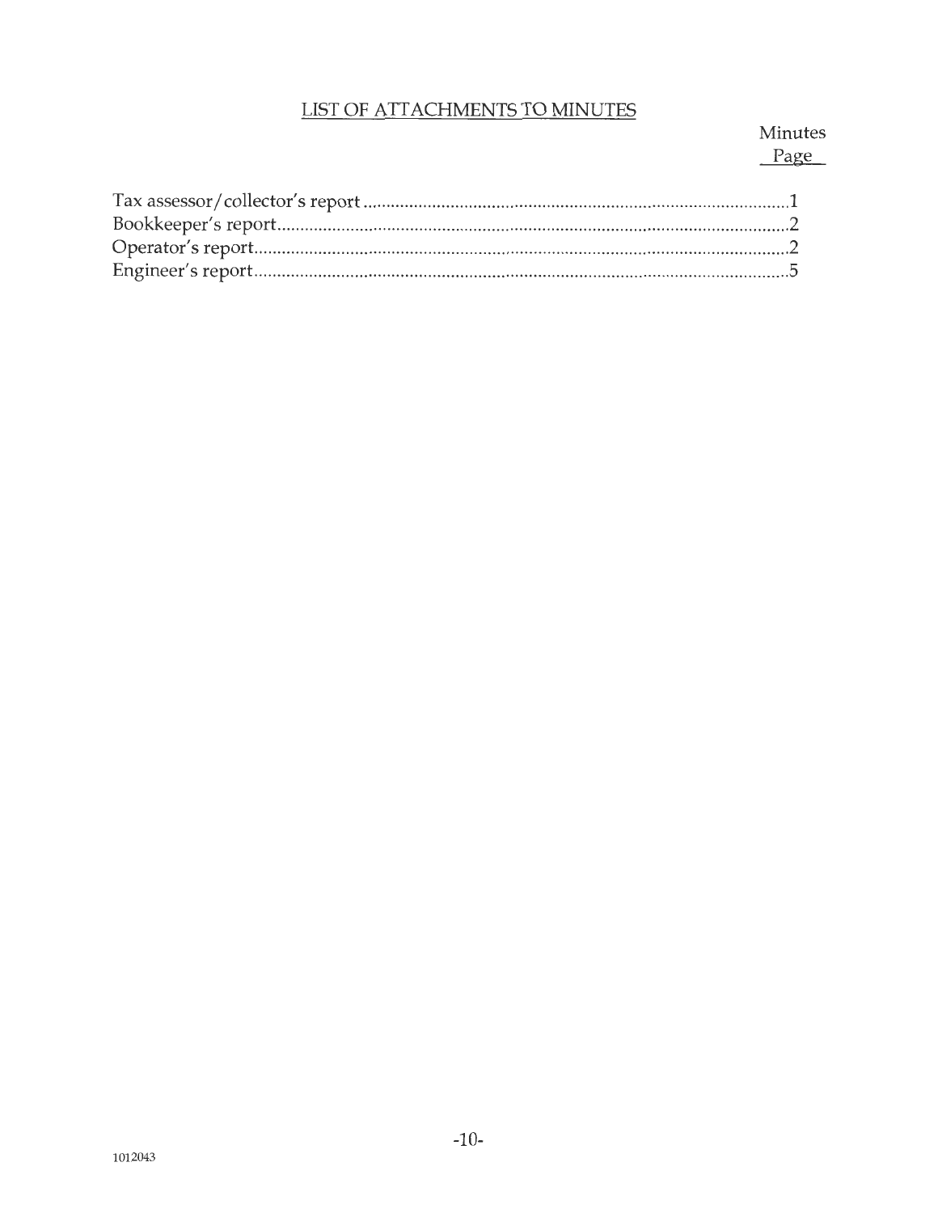## LIST OF ATTACHMENTS TO MINUTES

| | Minutes Page |
|---|---|
| Tax assessor/collector's report | 1 |
| Bookkeeper's report | 2 |
| Operator's report | 2 |
| Engineer's report | 5 |

1012043